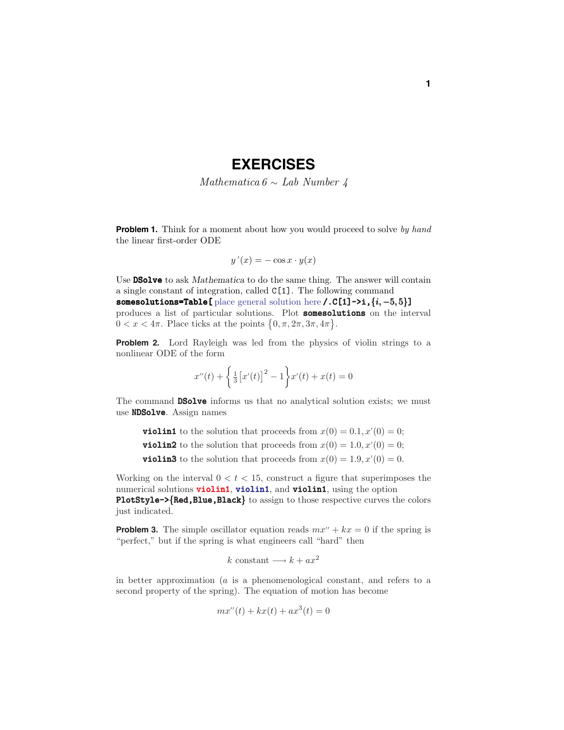# EXERCISES

*Mathematica 6 ~ Lab Number 4*

**Problem 1.** Think for a moment about how you would proceed to solve *by hand* the linear first-order ODE

$$y'(x) = -\cos x \cdot y(x)$$

Use **DSolve** to ask *Mathematica* to do the same thing. The answer will contain a single constant of integration, called `C[1]`. The following command **somesolutions=Table[** place general solution here **/.C[1]->i,{i,−5,5}]** produces a list of particular solutions. Plot **somesolutions** on the interval $0 < x < 4\pi$. Place ticks at the points $\{0, \pi, 2\pi, 3\pi, 4\pi\}$.

**Problem 2.** Lord Rayleigh was led from the physics of violin strings to a nonlinear ODE of the form

$$x''(t) + \left\{\tfrac{1}{3}\big[x'(t)\big]^2 - 1\right\}x'(t) + x(t) = 0$$

The command **DSolve** informs us that no analytical solution exists; we must use **NDSolve**. Assign names

> **violin1** to the solution that proceeds from $x(0) = 0.1, x'(0) = 0$;
> **violin2** to the solution that proceeds from $x(0) = 1.0, x'(0) = 0$;
> **violin3** to the solution that proceeds from $x(0) = 1.9, x'(0) = 0$.

Working on the interval $0 < t < 15$, construct a figure that superimposes the numerical solutions **violin1**, **violin1**, and **violin1**, using the option **PlotStyle->{Red,Blue,Black}** to assign to those respective curves the colors just indicated.

**Problem 3.** The simple oscillator equation reads $mx'' + kx = 0$ if the spring is "perfect," but if the spring is what engineers call "hard" then

$$k \text{ constant} \longrightarrow k + ax^2$$

in better approximation ($a$ is a phenomenological constant, and refers to a second property of the spring). The equation of motion has become

$$mx''(t) + kx(t) + ax^3(t) = 0$$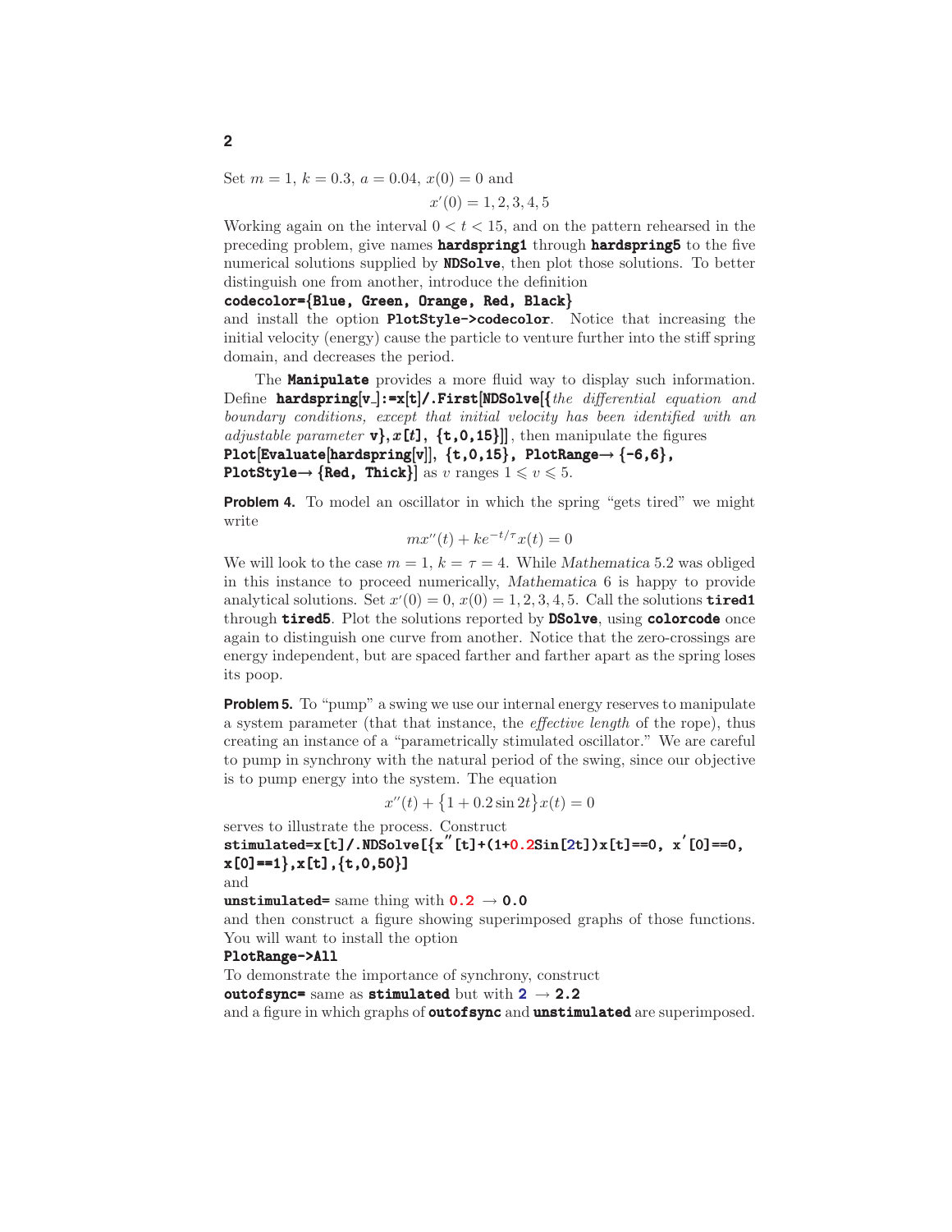Set $m = 1$, $k = 0.3$, $a = 0.04$, $x(0) = 0$ and

$$x'(0) = 1, 2, 3, 4, 5$$

Working again on the interval $0 < t < 15$, and on the pattern rehearsed in the preceding problem, give names **hardspring1** through **hardspring5** to the five numerical solutions supplied by **NDSolve**, then plot those solutions. To better distinguish one from another, introduce the definition

**codecolor={Blue, Green, Orange, Red, Black}**

and install the option **PlotStyle->codecolor**. Notice that increasing the initial velocity (energy) cause the particle to venture further into the stiff spring domain, and decreases the period.

The **Manipulate** provides a more fluid way to display such information. Define **hardspring[v_]:=x[t]/.First[NDSolve[{***the differential equation and boundary conditions, except that initial velocity has been identified with an adjustable parameter* **v},x[t], {t,0,15}]]**, then manipulate the figures

**Plot[Evaluate[hardspring[v]], {t,0,15}, PlotRange→ {-6,6}, PlotStyle→ {Red, Thick}]** as $v$ ranges $1 \leqslant v \leqslant 5$.

**Problem 4.** To model an oscillator in which the spring "gets tired" we might write

$$mx''(t) + ke^{-t/\tau}x(t) = 0$$

We will look to the case $m = 1$, $k = \tau = 4$. While *Mathematica* 5.2 was obliged in this instance to proceed numerically, *Mathematica* 6 is happy to provide analytical solutions. Set $x'(0) = 0$, $x(0) = 1, 2, 3, 4, 5$. Call the solutions **tired1** through **tired5**. Plot the solutions reported by **DSolve**, using **colorcode** once again to distinguish one curve from another. Notice that the zero-crossings are energy independent, but are spaced farther and farther apart as the spring loses its poop.

**Problem 5.** To "pump" a swing we use our internal energy reserves to manipulate a system parameter (that that instance, the *effective length* of the rope), thus creating an instance of a "parametrically stimulated oscillator." We are careful to pump in synchrony with the natural period of the swing, since our objective is to pump energy into the system. The equation

$$x''(t) + \{1 + 0.2 \sin 2t\}x(t) = 0$$

serves to illustrate the process. Construct

```
stimulated=x[t]/.NDSolve[{x''[t]+(1+0.2Sin[2t])x[t]==0, x'[0]==0,
x[0]==1},x[t],{t,0,50}]
```

and

**unstimulated=** same thing with **0.2** → **0.0**

and then construct a figure showing superimposed graphs of those functions. You will want to install the option

**PlotRange->All**

To demonstrate the importance of synchrony, construct

**outofsync=** same as **stimulated** but with **2** → **2.2**

and a figure in which graphs of **outofsync** and **unstimulated** are superimposed.